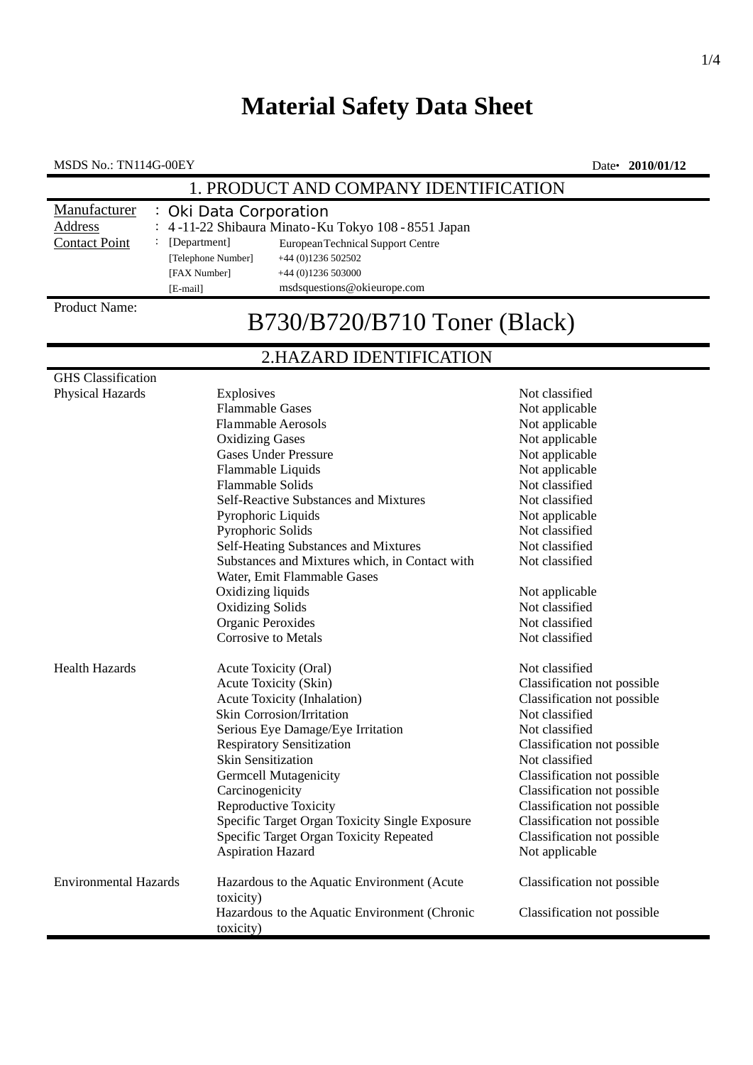# Material Safety Data Sheet

MSDS No.: TN114G-00EY

Date• **2010/01/12**

## 1. PRODUCT AND COMPANY IDENTIFICATION

Manufacturer : Oki Data Corporation

Address : 4-11-22 Shibaura Minato-Ku Tokyo 108-8551 Japan

Contact Point : [Department] European Technical Support Centre
[Telephone Number] +44 (0)1236 502502
[FAX Number] +44 (0)1236 503000
[E-mail] msdsquestions@okieurope.com

Product Name:

# B730/B720/B710 Toner (Black)

## 2.HAZARD IDENTIFICATION

GHS Classification

| | | |
|---|---|---|
| Physical Hazards | Explosives | Not classified |
| | Flammable Gases | Not applicable |
| | Flammable Aerosols | Not applicable |
| | Oxidizing Gases | Not applicable |
| | Gases Under Pressure | Not applicable |
| | Flammable Liquids | Not applicable |
| | Flammable Solids | Not classified |
| | Self-Reactive Substances and Mixtures | Not classified |
| | Pyrophoric Liquids | Not applicable |
| | Pyrophoric Solids | Not classified |
| | Self-Heating Substances and Mixtures | Not classified |
| | Substances and Mixtures which, in Contact with Water, Emit Flammable Gases | Not classified |
| | Oxidizing liquids | Not applicable |
| | Oxidizing Solids | Not classified |
| | Organic Peroxides | Not classified |
| | Corrosive to Metals | Not classified |
| Health Hazards | Acute Toxicity (Oral) | Not classified |
| | Acute Toxicity (Skin) | Classification not possible |
| | Acute Toxicity (Inhalation) | Classification not possible |
| | Skin Corrosion/Irritation | Not classified |
| | Serious Eye Damage/Eye Irritation | Not classified |
| | Respiratory Sensitization | Classification not possible |
| | Skin Sensitization | Not classified |
| | Germcell Mutagenicity | Classification not possible |
| | Carcinogenicity | Classification not possible |
| | Reproductive Toxicity | Classification not possible |
| | Specific Target Organ Toxicity Single Exposure | Classification not possible |
| | Specific Target Organ Toxicity Repeated | Classification not possible |
| | Aspiration Hazard | Not applicable |
| Environmental Hazards | Hazardous to the Aquatic Environment (Acute toxicity) | Classification not possible |
| | Hazardous to the Aquatic Environment (Chronic toxicity) | Classification not possible |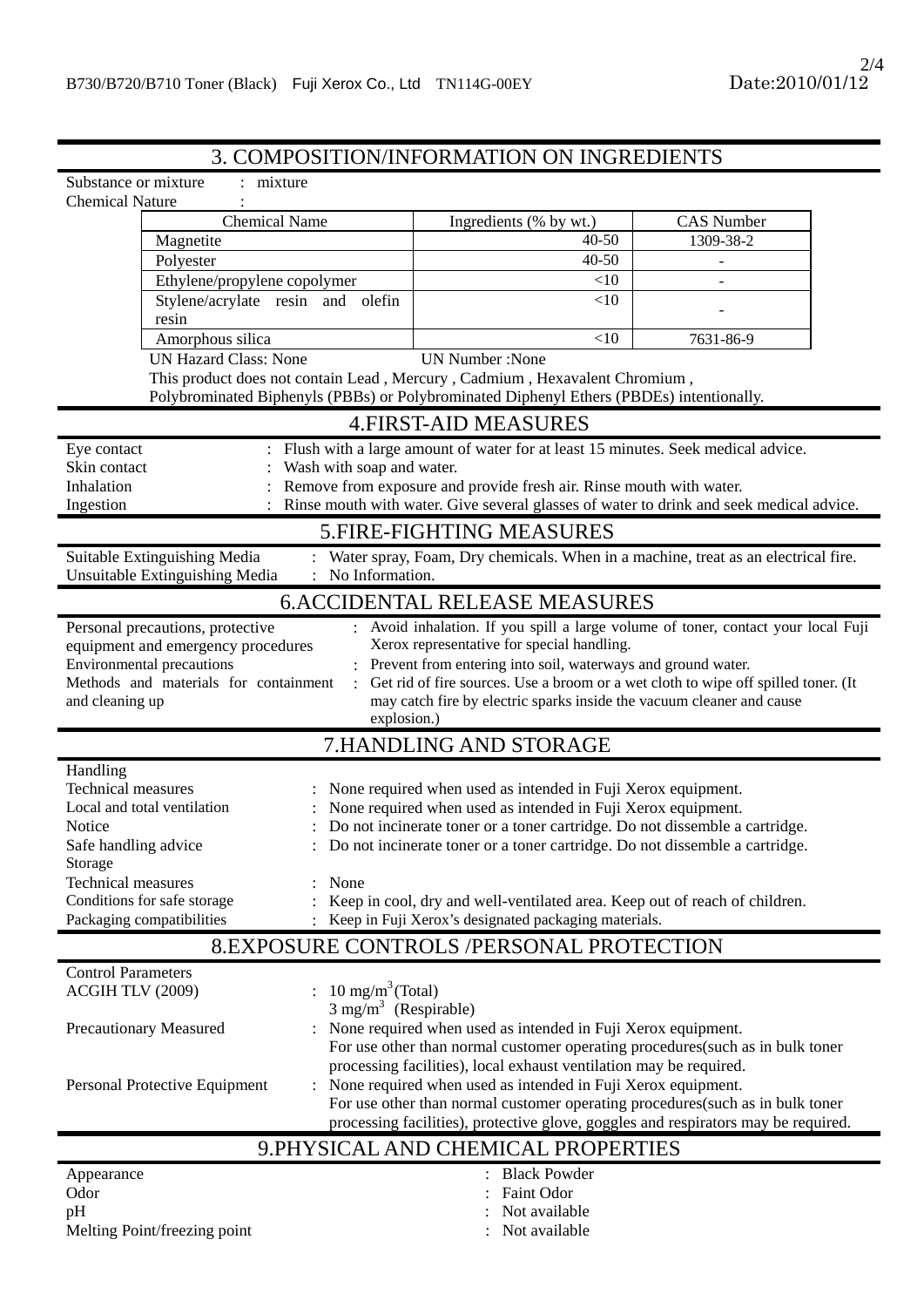## 3. COMPOSITION/INFORMATION ON INGREDIENTS

Substance or mixture : mixture

Chemical Nature :

| Chemical Name | Ingredients (% by wt.) | CAS Number |
|---|---|---|
| Magnetite | 40-50 | 1309-38-2 |
| Polyester | 40-50 | - |
| Ethylene/propylene copolymer | <10 | - |
| Stylene/acrylate resin and olefin resin | <10 | - |
| Amorphous silica | <10 | 7631-86-9 |

UN Hazard Class: None UN Number :None

This product does not contain Lead , Mercury , Cadmium , Hexavalent Chromium , Polybrominated Biphenyls (PBBs) or Polybrominated Diphenyl Ethers (PBDEs) intentionally.

## 4.FIRST-AID MEASURES

Eye contact : Flush with a large amount of water for at least 15 minutes. Seek medical advice.

Skin contact : Wash with soap and water.

Inhalation : Remove from exposure and provide fresh air. Rinse mouth with water.

Ingestion : Rinse mouth with water. Give several glasses of water to drink and seek medical advice.

## 5.FIRE-FIGHTING MEASURES

Suitable Extinguishing Media : Water spray, Foam, Dry chemicals. When in a machine, treat as an electrical fire.

Unsuitable Extinguishing Media : No Information.

## 6.ACCIDENTAL RELEASE MEASURES

Personal precautions, protective equipment and emergency procedures : Avoid inhalation. If you spill a large volume of toner, contact your local Fuji Xerox representative for special handling.

Environmental precautions : Prevent from entering into soil, waterways and ground water.

Methods and materials for containment and cleaning up : Get rid of fire sources. Use a broom or a wet cloth to wipe off spilled toner. (It may catch fire by electric sparks inside the vacuum cleaner and cause explosion.)

## 7.HANDLING AND STORAGE

Handling

Technical measures : None required when used as intended in Fuji Xerox equipment.

Local and total ventilation : None required when used as intended in Fuji Xerox equipment.

Notice : Do not incinerate toner or a toner cartridge. Do not dissemble a cartridge.

Safe handling advice : Do not incinerate toner or a toner cartridge. Do not dissemble a cartridge.

Storage

Technical measures : None

Conditions for safe storage : Keep in cool, dry and well-ventilated area. Keep out of reach of children.

Packaging compatibilities : Keep in Fuji Xerox's designated packaging materials.

## 8.EXPOSURE CONTROLS /PERSONAL PROTECTION

Control Parameters

ACGIH TLV (2009) : $10\ mg/m^3$ (Total)
$3\ mg/m^3$ (Respirable)

Precautionary Measured : None required when used as intended in Fuji Xerox equipment.
For use other than normal customer operating procedures(such as in bulk toner processing facilities), local exhaust ventilation may be required.

Personal Protective Equipment : None required when used as intended in Fuji Xerox equipment.
For use other than normal customer operating procedures(such as in bulk toner processing facilities), protective glove, goggles and respirators may be required.

## 9.PHYSICAL AND CHEMICAL PROPERTIES

Appearance : Black Powder

Odor : Faint Odor

pH : Not available

Melting Point/freezing point : Not available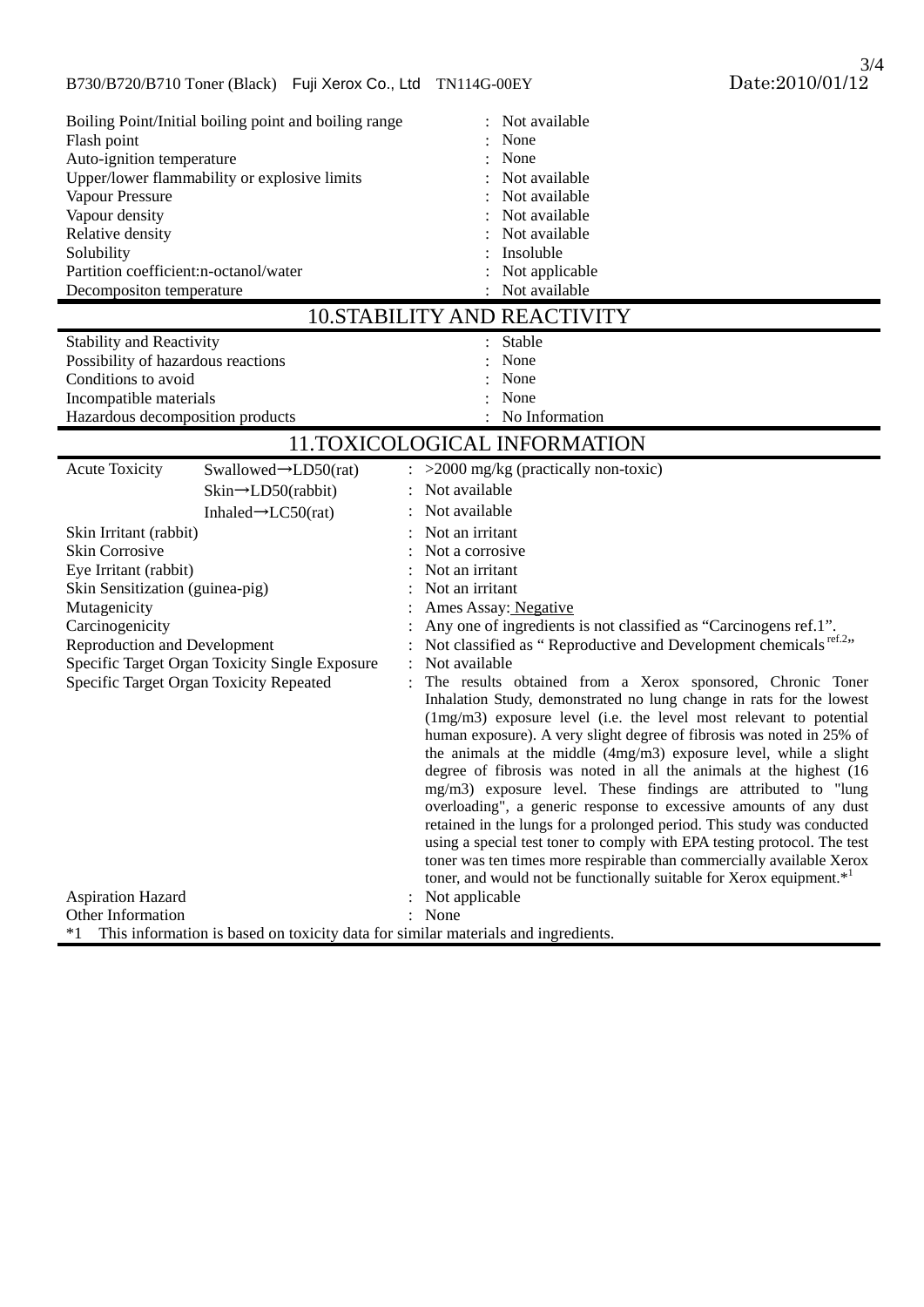| | |
|---|---|
| Boiling Point/Initial boiling point and boiling range | : Not available |
| Flash point | : None |
| Auto-ignition temperature | : None |
| Upper/lower flammability or explosive limits | : Not available |
| Vapour Pressure | : Not available |
| Vapour density | : Not available |
| Relative density | : Not available |
| Solubility | : Insoluble |
| Partition coefficient:n-octanol/water | : Not applicable |
| Decompositon temperature | : Not available |

## 10.STABILITY AND REACTIVITY

| | |
|---|---|
| Stability and Reactivity | : Stable |
| Possibility of hazardous reactions | : None |
| Conditions to avoid | : None |
| Incompatible materials | : None |
| Hazardous decomposition products | : No Information |

## 11.TOXICOLOGICAL INFORMATION

| | | |
|---|---|---|
| Acute Toxicity | Swallowed→LD50(rat) | : >2000 mg/kg (practically non-toxic) |
| | Skin→LD50(rabbit) | : Not available |
| | Inhaled→LC50(rat) | : Not available |
| Skin Irritant (rabbit) | | : Not an irritant |
| Skin Corrosive | | : Not a corrosive |
| Eye Irritant (rabbit) | | : Not an irritant |
| Skin Sensitization (guinea-pig) | | : Not an irritant |
| Mutagenicity | | : Ames Assay: Negative |
| Carcinogenicity | | : Any one of ingredients is not classified as “Carcinogens ref.1”. |
| Reproduction and Development | | : Not classified as “ Reproductive and Development chemicals [ref.2]” |
| Specific Target Organ Toxicity Single Exposure | | : Not available |
| Specific Target Organ Toxicity Repeated | | : The results obtained from a Xerox sponsored, Chronic Toner Inhalation Study, demonstrated no lung change in rats for the lowest (1mg/m3) exposure level (i.e. the level most relevant to potential human exposure). A very slight degree of fibrosis was noted in 25% of the animals at the middle (4mg/m3) exposure level, while a slight degree of fibrosis was noted in all the animals at the highest (16 mg/m3) exposure level. These findings are attributed to "lung overloading", a generic response to excessive amounts of any dust retained in the lungs for a prolonged period. This study was conducted using a special test toner to comply with EPA testing protocol. The test toner was ten times more respirable than commercially available Xerox toner, and would not be functionally suitable for Xerox equipment.*[1] |
| Aspiration Hazard | | : Not applicable |
| Other Information | | : None |

*1 This information is based on toxicity data for similar materials and ingredients.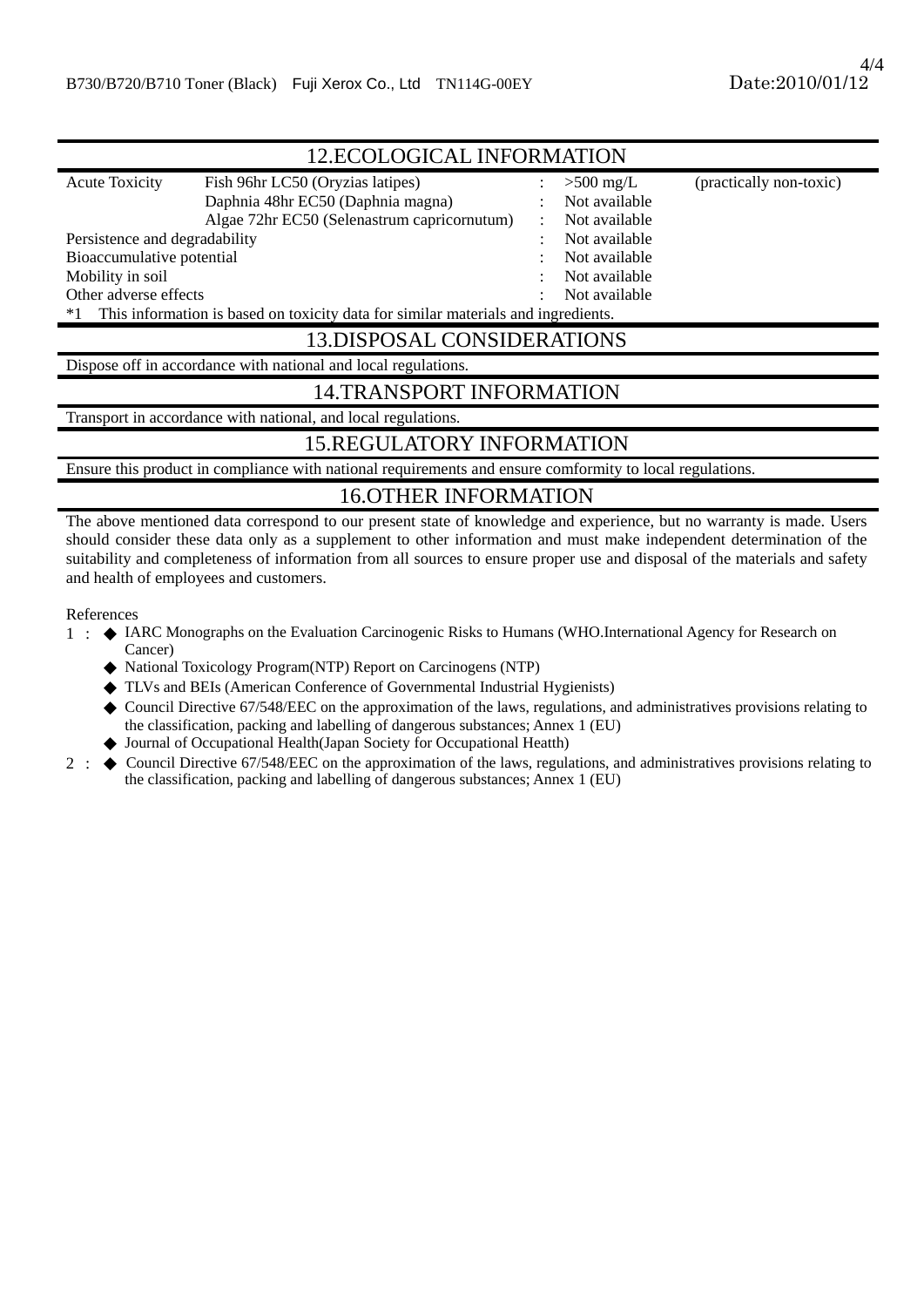## 12.ECOLOGICAL INFORMATION

| | | | | |
|---|---|---|---|---|
| Acute Toxicity | Fish 96hr LC50 (Oryzias latipes) | : | >500 mg/L | (practically non-toxic) |
| | Daphnia 48hr EC50 (Daphnia magna) | : | Not available | |
| | Algae 72hr EC50 (Selenastrum capricornutum) | : | Not available | |
| Persistence and degradability | | : | Not available | |
| Bioaccumulative potential | | : | Not available | |
| Mobility in soil | | : | Not available | |
| Other adverse effects | | : | Not available | |

*1 This information is based on toxicity data for similar materials and ingredients.

## 13.DISPOSAL CONSIDERATIONS

Dispose off in accordance with national and local regulations.

## 14.TRANSPORT INFORMATION

Transport in accordance with national, and local regulations.

## 15.REGULATORY INFORMATION

Ensure this product in compliance with national requirements and ensure comformity to local regulations.

## 16.OTHER INFORMATION

The above mentioned data correspond to our present state of knowledge and experience, but no warranty is made. Users should consider these data only as a supplement to other information and must make independent determination of the suitability and completeness of information from all sources to ensure proper use and disposal of the materials and safety and health of employees and customers.

References

1 :
- ◆ IARC Monographs on the Evaluation Carcinogenic Risks to Humans (WHO.International Agency for Research on Cancer)
- ◆ National Toxicology Program(NTP) Report on Carcinogens (NTP)
- ◆ TLVs and BEIs (American Conference of Governmental Industrial Hygienists)
- ◆ Council Directive 67/548/EEC on the approximation of the laws, regulations, and administratives provisions relating to the classification, packing and labelling of dangerous substances; Annex 1 (EU)
- ◆ Journal of Occupational Health(Japan Society for Occupational Heatth)

2 :
- ◆ Council Directive 67/548/EEC on the approximation of the laws, regulations, and administratives provisions relating to the classification, packing and labelling of dangerous substances; Annex 1 (EU)